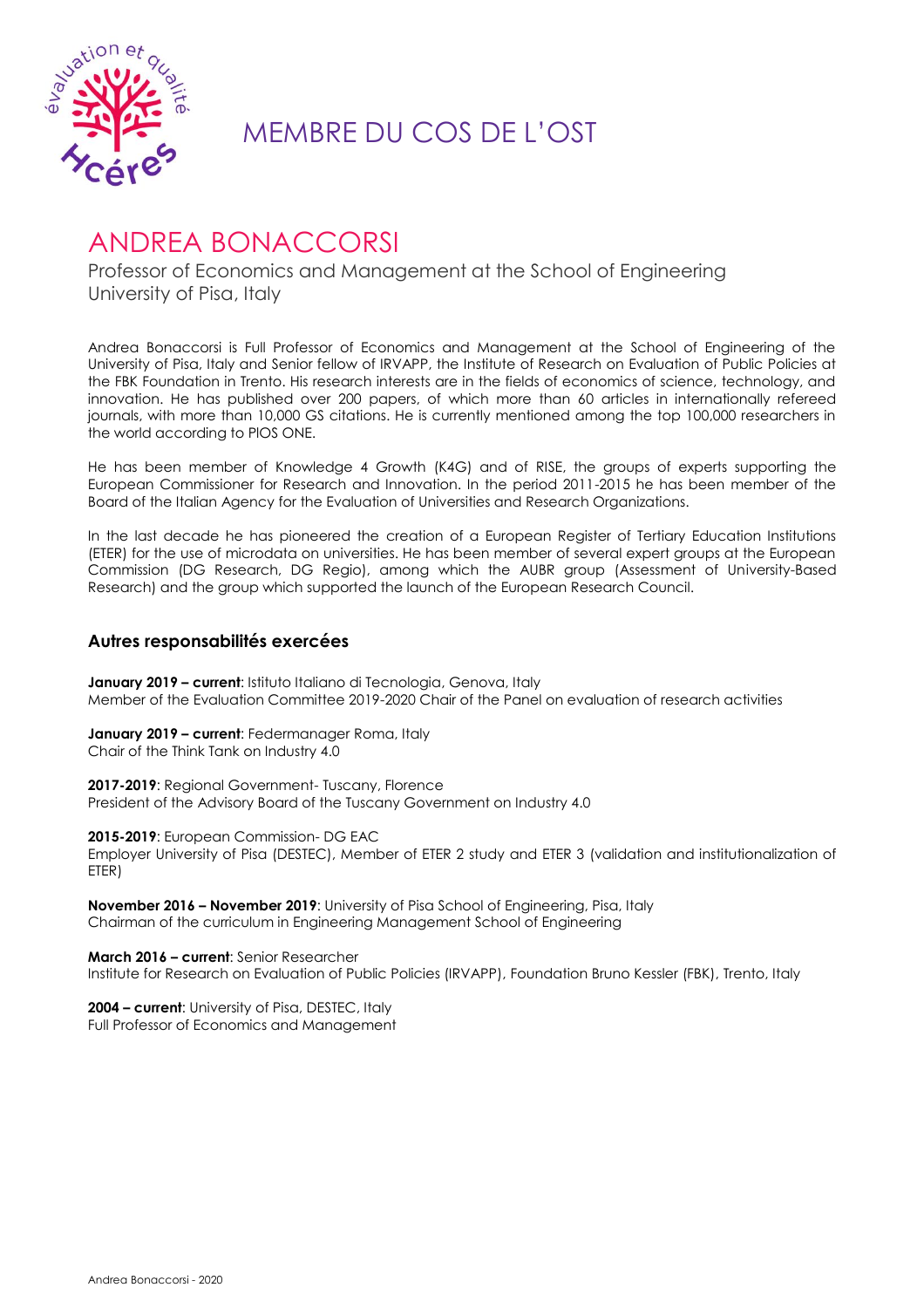# MEMBRE DU COS DE L'OST

## ANDREA BONACCORSI

Professor of Economics and Management at the School of Engineering
University of Pisa, Italy

Andrea Bonaccorsi is Full Professor of Economics and Management at the School of Engineering of the University of Pisa, Italy and Senior fellow of IRVAPP, the Institute of Research on Evaluation of Public Policies at the FBK Foundation in Trento. His research interests are in the fields of economics of science, technology, and innovation. He has published over 200 papers, of which more than 60 articles in internationally refereed journals, with more than 10,000 GS citations. He is currently mentioned among the top 100,000 researchers in the world according to PlOS ONE.

He has been member of Knowledge 4 Growth (K4G) and of RISE, the groups of experts supporting the European Commissioner for Research and Innovation. In the period 2011-2015 he has been member of the Board of the Italian Agency for the Evaluation of Universities and Research Organizations.

In the last decade he has pioneered the creation of a European Register of Tertiary Education Institutions (ETER) for the use of microdata on universities. He has been member of several expert groups at the European Commission (DG Research, DG Regio), among which the AUBR group (Assessment of University-Based Research) and the group which supported the launch of the European Research Council.

### Autres responsabilités exercées

**January 2019 – current**: Istituto Italiano di Tecnologia, Genova, Italy
Member of the Evaluation Committee 2019-2020 Chair of the Panel on evaluation of research activities

**January 2019 – current**: Federmanager Roma, Italy
Chair of the Think Tank on Industry 4.0

**2017-2019**: Regional Government- Tuscany, Florence
President of the Advisory Board of the Tuscany Government on Industry 4.0

**2015-2019**: European Commission- DG EAC
Employer University of Pisa (DESTEC), Member of ETER 2 study and ETER 3 (validation and institutionalization of ETER)

**November 2016 – November 2019**: University of Pisa School of Engineering, Pisa, Italy
Chairman of the curriculum in Engineering Management School of Engineering

**March 2016 – current**: Senior Researcher
Institute for Research on Evaluation of Public Policies (IRVAPP), Foundation Bruno Kessler (FBK), Trento, Italy

**2004 – current**: University of Pisa, DESTEC, Italy
Full Professor of Economics and Management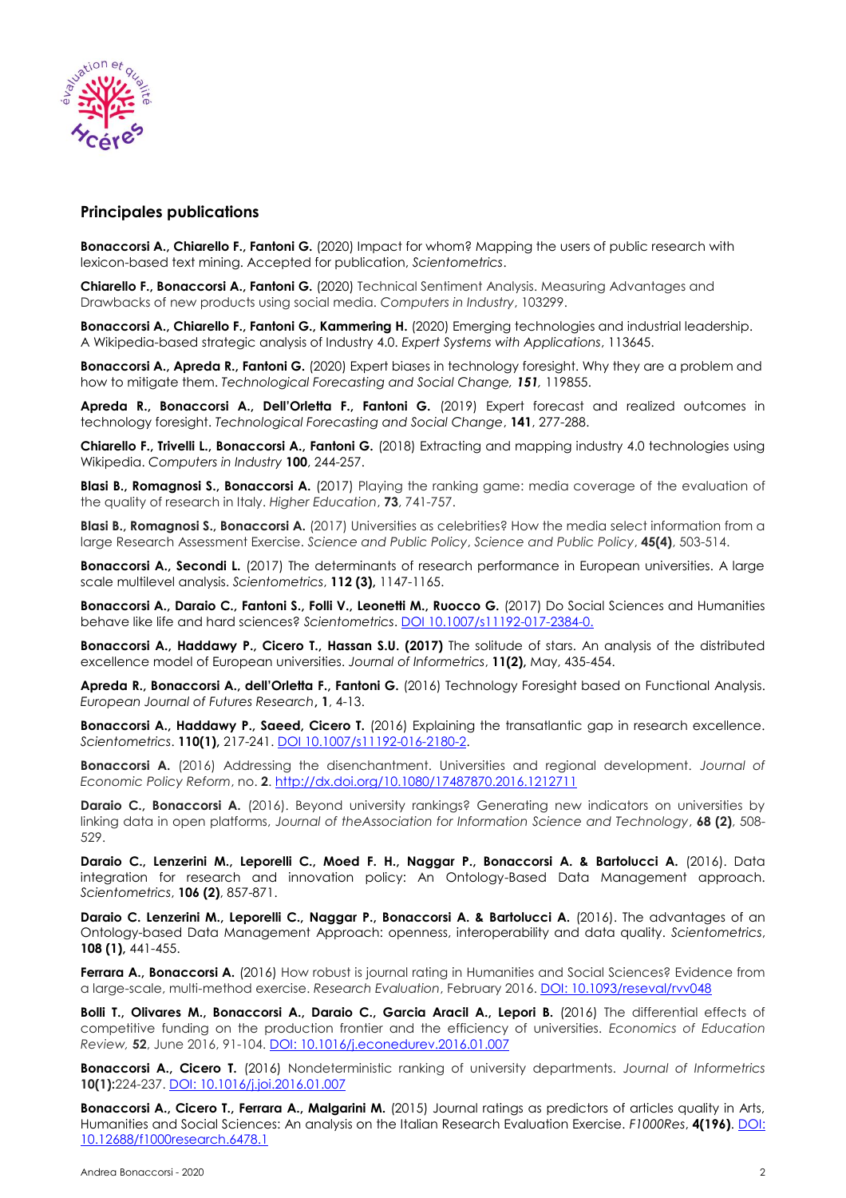## Principales publications

**Bonaccorsi A., Chiarello F., Fantoni G.** (2020) Impact for whom? Mapping the users of public research with lexicon-based text mining. Accepted for publication, *Scientometrics*.

**Chiarello F., Bonaccorsi A., Fantoni G.** (2020) Technical Sentiment Analysis. Measuring Advantages and Drawbacks of new products using social media. *Computers in Industry*, 103299.

**Bonaccorsi A., Chiarello F., Fantoni G., Kammering H.** (2020) Emerging technologies and industrial leadership. A Wikipedia-based strategic analysis of Industry 4.0. *Expert Systems with Applications*, 113645.

**Bonaccorsi A., Apreda R., Fantoni G.** (2020) Expert biases in technology foresight. Why they are a problem and how to mitigate them. *Technological Forecasting and Social Change, **151***, 119855.

**Apreda R., Bonaccorsi A., Dell'Orletta F., Fantoni G.** (2019) Expert forecast and realized outcomes in technology foresight. *Technological Forecasting and Social Change*, **141**, 277-288.

**Chiarello F., Trivelli L., Bonaccorsi A., Fantoni G.** (2018) Extracting and mapping industry 4.0 technologies using Wikipedia. *Computers in Industry* **100**, 244-257.

**Blasi B., Romagnosi S., Bonaccorsi A.** (2017) Playing the ranking game: media coverage of the evaluation of the quality of research in Italy. *Higher Education*, **73**, 741-757.

**Blasi B., Romagnosi S., Bonaccorsi A.** (2017) Universities as celebrities? How the media select information from a large Research Assessment Exercise. *Science and Public Policy*, *Science and Public Policy*, **45(4)**, 503-514.

**Bonaccorsi A., Secondi L.** (2017) The determinants of research performance in European universities. A large scale multilevel analysis. *Scientometrics*, **112 (3),** 1147-1165.

**Bonaccorsi A., Daraio C., Fantoni S., Folli V., Leonetti M., Ruocco G.** (2017) Do Social Sciences and Humanities behave like life and hard sciences? *Scientometrics*. DOI 10.1007/s11192-017-2384-0.

**Bonaccorsi A., Haddawy P., Cicero T., Hassan S.U. (2017)** The solitude of stars. An analysis of the distributed excellence model of European universities. *Journal of Informetrics*, **11(2),** May, 435-454.

**Apreda R., Bonaccorsi A., dell'Orletta F., Fantoni G.** (2016) Technology Foresight based on Functional Analysis. *European Journal of Futures Research***, 1**, 4-13.

**Bonaccorsi A., Haddawy P., Saeed, Cicero T.** (2016) Explaining the transatlantic gap in research excellence. *Scientometrics*. **110(1),** 217-241. DOI 10.1007/s11192-016-2180-2.

**Bonaccorsi A.** (2016) Addressing the disenchantment. Universities and regional development. *Journal of Economic Policy Reform*, no. **2**. http://dx.doi.org/10.1080/17487870.2016.1212711

**Daraio C., Bonaccorsi A.** (2016). Beyond university rankings? Generating new indicators on universities by linking data in open platforms, *Journal of theAssociation for Information Science and Technology*, **68 (2)**, 508-529.

**Daraio C., Lenzerini M., Leporelli C., Moed F. H., Naggar P., Bonaccorsi A. & Bartolucci A.** (2016). Data integration for research and innovation policy: An Ontology-Based Data Management approach. *Scientometrics*, **106 (2)**, 857-871.

**Daraio C. Lenzerini M., Leporelli C., Naggar P., Bonaccorsi A. & Bartolucci A.** (2016). The advantages of an Ontology-based Data Management Approach: openness, interoperability and data quality. *Scientometrics*, **108 (1),** 441-455.

**Ferrara A., Bonaccorsi A.** (2016) How robust is journal rating in Humanities and Social Sciences? Evidence from a large-scale, multi-method exercise. *Research Evaluation*, February 2016. DOI: 10.1093/reseval/rvv048

**Bolli T., Olivares M., Bonaccorsi A., Daraio C., Garcia Aracil A., Lepori B.** (2016) The differential effects of competitive funding on the production frontier and the efficiency of universities. *Economics of Education Review*, **52**, June 2016, 91-104. DOI: 10.1016/j.econedurev.2016.01.007

**Bonaccorsi A., Cicero T.** (2016) Nondeterministic ranking of university departments. *Journal of Informetrics* **10(1):**224-237. DOI: 10.1016/j.joi.2016.01.007

**Bonaccorsi A., Cicero T., Ferrara A., Malgarini M.** (2015) Journal ratings as predictors of articles quality in Arts, Humanities and Social Sciences: An analysis on the Italian Research Evaluation Exercise. *F1000Res*, **4(196)**. DOI: 10.12688/f1000research.6478.1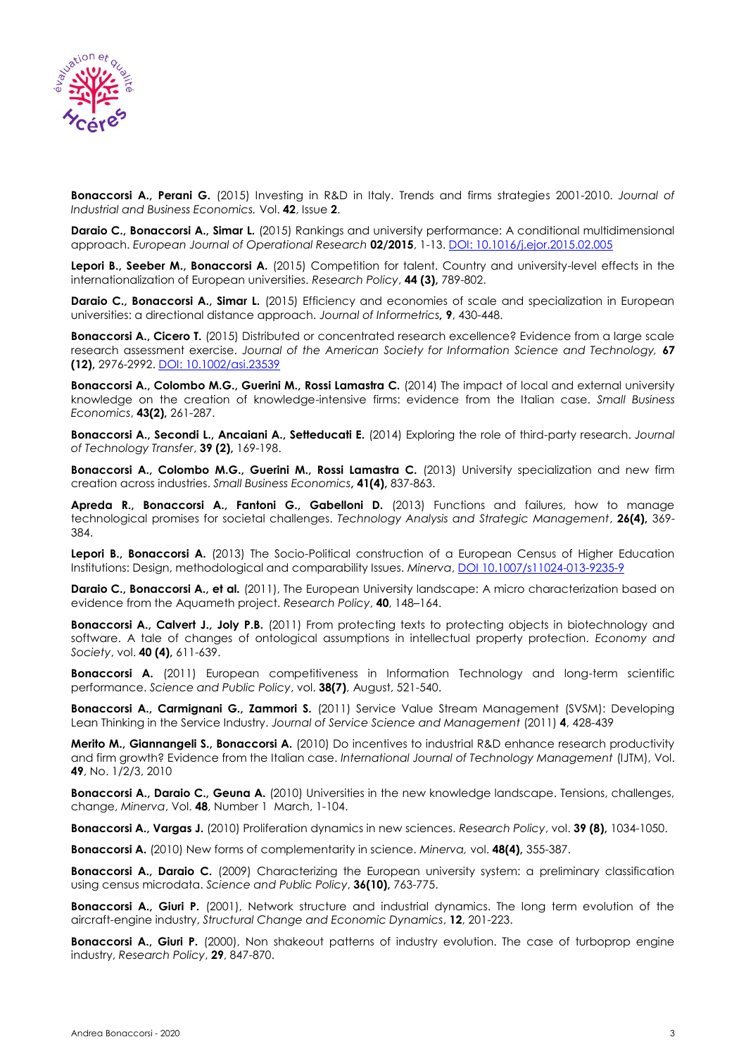**Bonaccorsi A., Perani G.** (2015) Investing in R&D in Italy. Trends and firms strategies 2001-2010. *Journal of Industrial and Business Economics.* Vol. **42**, Issue **2**.

**Daraio C., Bonaccorsi A., Simar L.** (2015) Rankings and university performance: A conditional multidimensional approach. *European Journal of Operational Research* **02/2015**, 1-13. [DOI: 10.1016/j.ejor.2015.02.005](DOI: 10.1016/j.ejor.2015.02.005)

**Lepori B., Seeber M., Bonaccorsi A.** (2015) Competition for talent. Country and university-level effects in the internationalization of European universities. *Research Policy*, **44 (3),** 789-802.

**Daraio C., Bonaccorsi A., Simar L.** (2015) Efficiency and economies of scale and specialization in European universities: a directional distance approach. *Journal of Informetrics***, 9**, 430-448.

**Bonaccorsi A., Cicero T.** (2015) Distributed or concentrated research excellence? Evidence from a large scale research assessment exercise. *Journal of the American Society for Information Science and Technology,* **67 (12),** 2976-2992. [DOI: 10.1002/asi.23539](DOI: 10.1002/asi.23539)

**Bonaccorsi A., Colombo M.G., Guerini M., Rossi Lamastra C.** (2014) The impact of local and external university knowledge on the creation of knowledge-intensive firms: evidence from the Italian case. *Small Business Economics*, **43(2),** 261-287.

**Bonaccorsi A., Secondi L., Ancaiani A., Setteducati E.** (2014) Exploring the role of third-party research. *Journal of Technology Transfer*, **39 (2),** 169-198.

**Bonaccorsi A., Colombo M.G., Guerini M., Rossi Lamastra C.** (2013) University specialization and new firm creation across industries. *Small Business Economics***, 41(4),** 837-863.

**Apreda R., Bonaccorsi A., Fantoni G., Gabelloni D.** (2013) Functions and failures, how to manage technological promises for societal challenges. *Technology Analysis and Strategic Management*, **26(4),** 369-384.

**Lepori B., Bonaccorsi A.** (2013) The Socio-Political construction of a European Census of Higher Education Institutions: Design, methodological and comparability Issues. *Minerva*, [DOI 10.1007/s11024-013-9235-9](DOI 10.1007/s11024-013-9235-9)

**Daraio C., Bonaccorsi A., et al.** (2011), The European University landscape: A micro characterization based on evidence from the Aquameth project. *Research Policy*, **40**, 148–164.

**Bonaccorsi A., Calvert J., Joly P.B.** (2011) From protecting texts to protecting objects in biotechnology and software. A tale of changes of ontological assumptions in intellectual property protection. *Economy and Society*, vol. **40 (4),** 611-639.

**Bonaccorsi A.** (2011) European competitiveness in Information Technology and long-term scientific performance. *Science and Public Policy*, vol. **38(7)**, August, 521-540.

**Bonaccorsi A., Carmignani G., Zammori S.** (2011) Service Value Stream Management (SVSM): Developing Lean Thinking in the Service Industry. *Journal of Service Science and Management* (2011) **4**, 428-439

**Merito M., Giannangeli S., Bonaccorsi A.** (2010) Do incentives to industrial R&D enhance research productivity and firm growth? Evidence from the Italian case. *International Journal of Technology Management* (IJTM), Vol. **49**, No. 1/2/3, 2010

**Bonaccorsi A., Daraio C., Geuna A.** (2010) Universities in the new knowledge landscape. Tensions, challenges, change, *Minerva*, Vol. **48**, Number 1 March, 1-104.

**Bonaccorsi A., Vargas J.** (2010) Proliferation dynamics in new sciences. *Research Policy*, vol. **39 (8),** 1034-1050.

**Bonaccorsi A.** (2010) New forms of complementarity in science. *Minerva,* vol. **48(4),** 355-387.

**Bonaccorsi A., Daraio C.** (2009) Characterizing the European university system: a preliminary classification using census microdata. *Science and Public Policy*, **36(10),** 763-775.

**Bonaccorsi A., Giuri P.** (2001), Network structure and industrial dynamics. The long term evolution of the aircraft-engine industry, *Structural Change and Economic Dynamics*, **12**, 201-223.

**Bonaccorsi A., Giuri P.** (2000), Non shakeout patterns of industry evolution. The case of turboprop engine industry, *Research Policy*, **29**, 847-870.